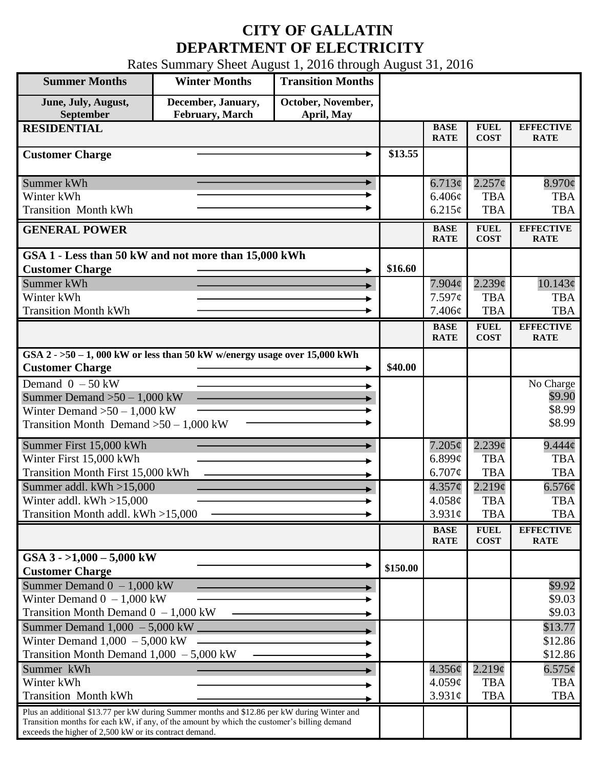# CITY OF GALLATIN
# DEPARTMENT OF ELECTRICITY

Rates Summary Sheet August 1, 2016 through August 31, 2016

| Summer Months | Winter Months | Transition Months | | | | |
|---|---|---|---|---|---|---|
| June, July, August, September | December, January, February, March | October, November, April, May | | | | |
| **RESIDENTIAL** | | | | **BASE RATE** | **FUEL COST** | **EFFECTIVE RATE** |
| **Customer Charge** | | | $13.55 | | | |
| Summer kWh | | | | 6.713¢ | 2.257¢ | 8.970¢ |
| Winter kWh | | | | 6.406¢ | TBA | TBA |
| Transition Month kWh | | | | 6.215¢ | TBA | TBA |
| **GENERAL POWER** | | | | **BASE RATE** | **FUEL COST** | **EFFECTIVE RATE** |
| **GSA 1 - Less than 50 kW and not more than 15,000 kWh** | | | | | | |
| **Customer Charge** | | | $16.60 | | | |
| Summer kWh | | | | 7.904¢ | 2.239¢ | 10.143¢ |
| Winter kWh | | | | 7.597¢ | TBA | TBA |
| Transition Month kWh | | | | 7.406¢ | TBA | TBA |
| | | | | **BASE RATE** | **FUEL COST** | **EFFECTIVE RATE** |
| **GSA 2 - >50 – 1, 000 kW or less than 50 kW w/energy usage over 15,000 kWh** | | | | | | |
| **Customer Charge** | | | $40.00 | | | |
| Demand 0 – 50 kW | | | | | | No Charge |
| Summer Demand >50 – 1,000 kW | | | | | | $9.90 |
| Winter Demand >50 – 1,000 kW | | | | | | $8.99 |
| Transition Month Demand >50 – 1,000 kW | | | | | | $8.99 |
| Summer First 15,000 kWh | | | | 7.205¢ | 2.239¢ | 9.444¢ |
| Winter First 15,000 kWh | | | | 6.899¢ | TBA | TBA |
| Transition Month First 15,000 kWh | | | | 6.707¢ | TBA | TBA |
| Summer addl. kWh >15,000 | | | | 4.357¢ | 2.219¢ | 6.576¢ |
| Winter addl. kWh >15,000 | | | | 4.058¢ | TBA | TBA |
| Transition Month addl. kWh >15,000 | | | | 3.931¢ | TBA | TBA |
| | | | | **BASE RATE** | **FUEL COST** | **EFFECTIVE RATE** |
| **GSA 3 - >1,000 – 5,000 kW** | | | | | | |
| **Customer Charge** | | | $150.00 | | | |
| Summer Demand 0 – 1,000 kW | | | | | | $9.92 |
| Winter Demand 0 – 1,000 kW | | | | | | $9.03 |
| Transition Month Demand 0 – 1,000 kW | | | | | | $9.03 |
| Summer Demand 1,000 – 5,000 kW | | | | | | $13.77 |
| Winter Demand 1,000 – 5,000 kW | | | | | | $12.86 |
| Transition Month Demand 1,000 – 5,000 kW | | | | | | $12.86 |
| Summer kWh | | | | 4.356¢ | 2.219¢ | 6.575¢ |
| Winter kWh | | | | 4.059¢ | TBA | TBA |
| Transition Month kWh | | | | 3.931¢ | TBA | TBA |
| Plus an additional $13.77 per kW during Summer months and $12.86 per kW during Winter and Transition months for each kW, if any, of the amount by which the customer's billing demand exceeds the higher of 2,500 kW or its contract demand. | | | | | | |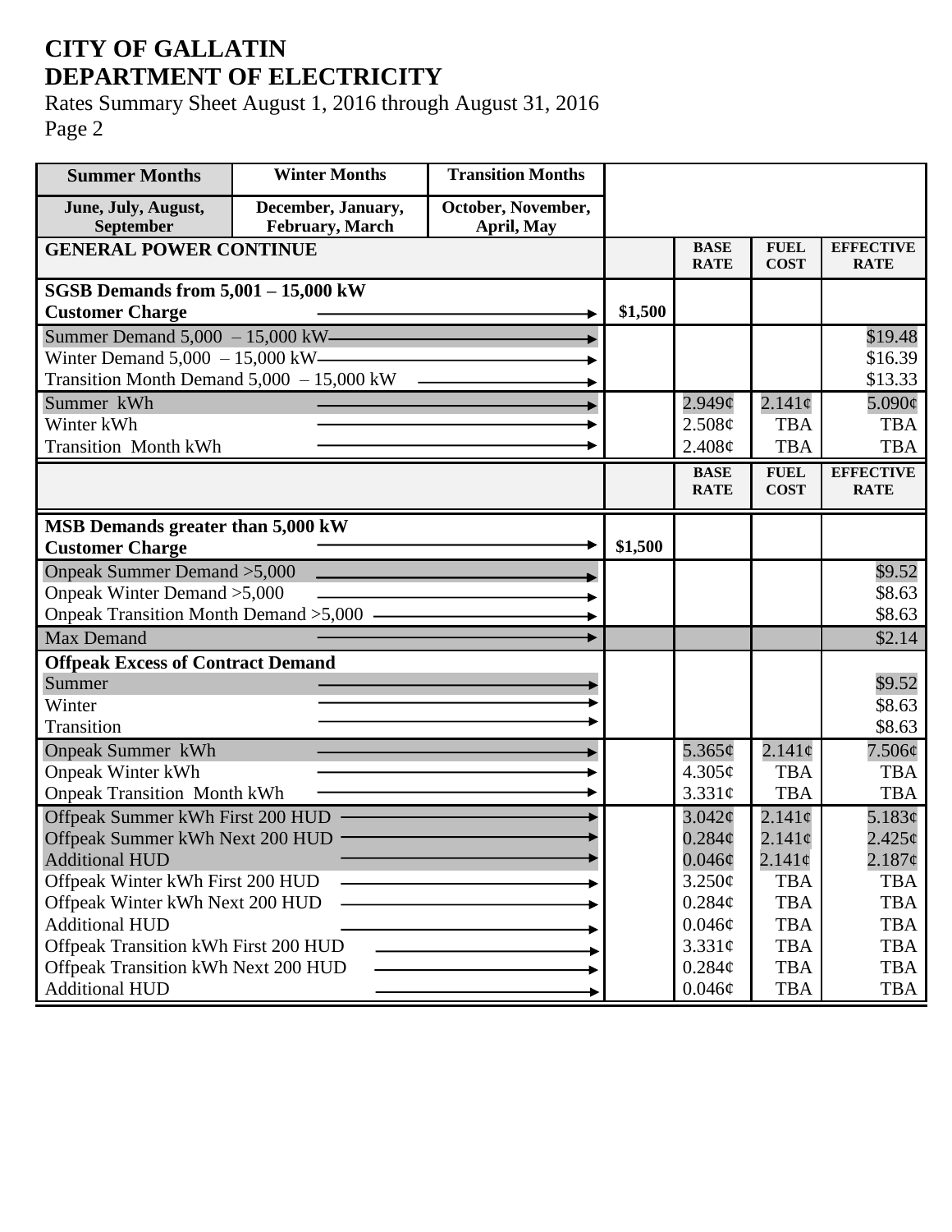# CITY OF GALLATIN
# DEPARTMENT OF ELECTRICITY

Rates Summary Sheet August 1, 2016 through August 31, 2016

Page 2

| Summer Months | Winter Months | Transition Months | | | | |
|---|---|---|---|---|---|---|
| June, July, August, September | December, January, February, March | October, November, April, May | | | | |
| **GENERAL POWER CONTINUE** | | | | **BASE RATE** | **FUEL COST** | **EFFECTIVE RATE** |
| **SGSB Demands from 5,001 – 15,000 kW** | | | | | | |
| **Customer Charge** | | | $1,500 | | | |
| Summer Demand 5,000 – 15,000 kW | | | | | | $19.48 |
| Winter Demand 5,000 – 15,000 kW | | | | | | $16.39 |
| Transition Month Demand 5,000 – 15,000 kW | | | | | | $13.33 |
| Summer kWh | | | | 2.949¢ | 2.141¢ | 5.090¢ |
| Winter kWh | | | | 2.508¢ | TBA | TBA |
| Transition Month kWh | | | | 2.408¢ | TBA | TBA |
| | | | | **BASE RATE** | **FUEL COST** | **EFFECTIVE RATE** |
| **MSB Demands greater than 5,000 kW** | | | | | | |
| **Customer Charge** | | | $1,500 | | | |
| Onpeak Summer Demand >5,000 | | | | | | $9.52 |
| Onpeak Winter Demand >5,000 | | | | | | $8.63 |
| Onpeak Transition Month Demand >5,000 | | | | | | $8.63 |
| Max Demand | | | | | | $2.14 |
| **Offpeak Excess of Contract Demand** | | | | | | |
| Summer | | | | | | $9.52 |
| Winter | | | | | | $8.63 |
| Transition | | | | | | $8.63 |
| Onpeak Summer kWh | | | | 5.365¢ | 2.141¢ | 7.506¢ |
| Onpeak Winter kWh | | | | 4.305¢ | TBA | TBA |
| Onpeak Transition Month kWh | | | | 3.331¢ | TBA | TBA |
| Offpeak Summer kWh First 200 HUD | | | | 3.042¢ | 2.141¢ | 5.183¢ |
| Offpeak Summer kWh Next 200 HUD | | | | 0.284¢ | 2.141¢ | 2.425¢ |
| Additional HUD | | | | 0.046¢ | 2.141¢ | 2.187¢ |
| Offpeak Winter kWh First 200 HUD | | | | 3.250¢ | TBA | TBA |
| Offpeak Winter kWh Next 200 HUD | | | | 0.284¢ | TBA | TBA |
| Additional HUD | | | | 0.046¢ | TBA | TBA |
| Offpeak Transition kWh First 200 HUD | | | | 3.331¢ | TBA | TBA |
| Offpeak Transition kWh Next 200 HUD | | | | 0.284¢ | TBA | TBA |
| Additional HUD | | | | 0.046¢ | TBA | TBA |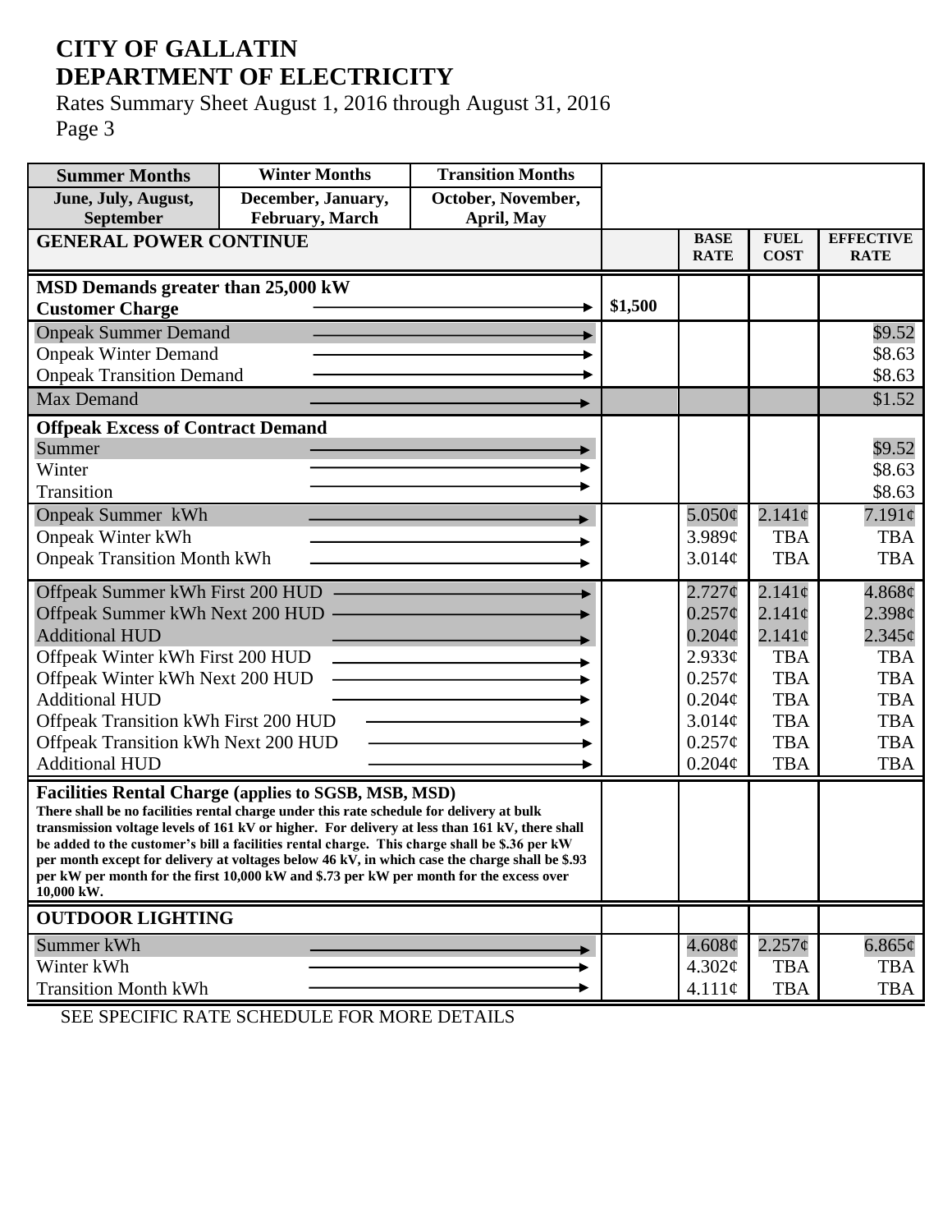# CITY OF GALLATIN
# DEPARTMENT OF ELECTRICITY

Rates Summary Sheet August 1, 2016 through August 31, 2016
Page 3

| Summer Months | Winter Months | Transition Months | | | | |
|---|---|---|---|---|---|---|
| June, July, August, September | December, January, February, March | October, November, April, May | | | | |
| **GENERAL POWER CONTINUE** | | | | **BASE RATE** | **FUEL COST** | **EFFECTIVE RATE** |
| **MSD Demands greater than 25,000 kW** | | | | | | |
| **Customer Charge** | | | **$1,500** | | | |
| Onpeak Summer Demand | | | | | | $9.52 |
| Onpeak Winter Demand | | | | | | $8.63 |
| Onpeak Transition Demand | | | | | | $8.63 |
| Max Demand | | | | | | $1.52 |
| **Offpeak Excess of Contract Demand** | | | | | | |
| Summer | | | | | | $9.52 |
| Winter | | | | | | $8.63 |
| Transition | | | | | | $8.63 |
| Onpeak Summer kWh | | | | 5.050¢ | 2.141¢ | 7.191¢ |
| Onpeak Winter kWh | | | | 3.989¢ | TBA | TBA |
| Onpeak Transition Month kWh | | | | 3.014¢ | TBA | TBA |
| Offpeak Summer kWh First 200 HUD | | | | 2.727¢ | 2.141¢ | 4.868¢ |
| Offpeak Summer kWh Next 200 HUD | | | | 0.257¢ | 2.141¢ | 2.398¢ |
| Additional HUD | | | | 0.204¢ | 2.141¢ | 2.345¢ |
| Offpeak Winter kWh First 200 HUD | | | | 2.933¢ | TBA | TBA |
| Offpeak Winter kWh Next 200 HUD | | | | 0.257¢ | TBA | TBA |
| Additional HUD | | | | 0.204¢ | TBA | TBA |
| Offpeak Transition kWh First 200 HUD | | | | 3.014¢ | TBA | TBA |
| Offpeak Transition kWh Next 200 HUD | | | | 0.257¢ | TBA | TBA |
| Additional HUD | | | | 0.204¢ | TBA | TBA |
| **Facilities Rental Charge (applies to SGSB, MSB, MSD)** **There shall be no facilities rental charge under this rate schedule for delivery at bulk transmission voltage levels of 161 kV or higher. For delivery at less than 161 kV, there shall be added to the customer's bill a facilities rental charge. This charge shall be $.36 per kW per month except for delivery at voltages below 46 kV, in which case the charge shall be $.93 per kW per month for the first 10,000 kW and $.73 per kW per month for the excess over 10,000 kW.** | | | | | | |
| **OUTDOOR LIGHTING** | | | | | | |
| Summer kWh | | | | 4.608¢ | 2.257¢ | 6.865¢ |
| Winter kWh | | | | 4.302¢ | TBA | TBA |
| Transition Month kWh | | | | 4.111¢ | TBA | TBA |

SEE SPECIFIC RATE SCHEDULE FOR MORE DETAILS